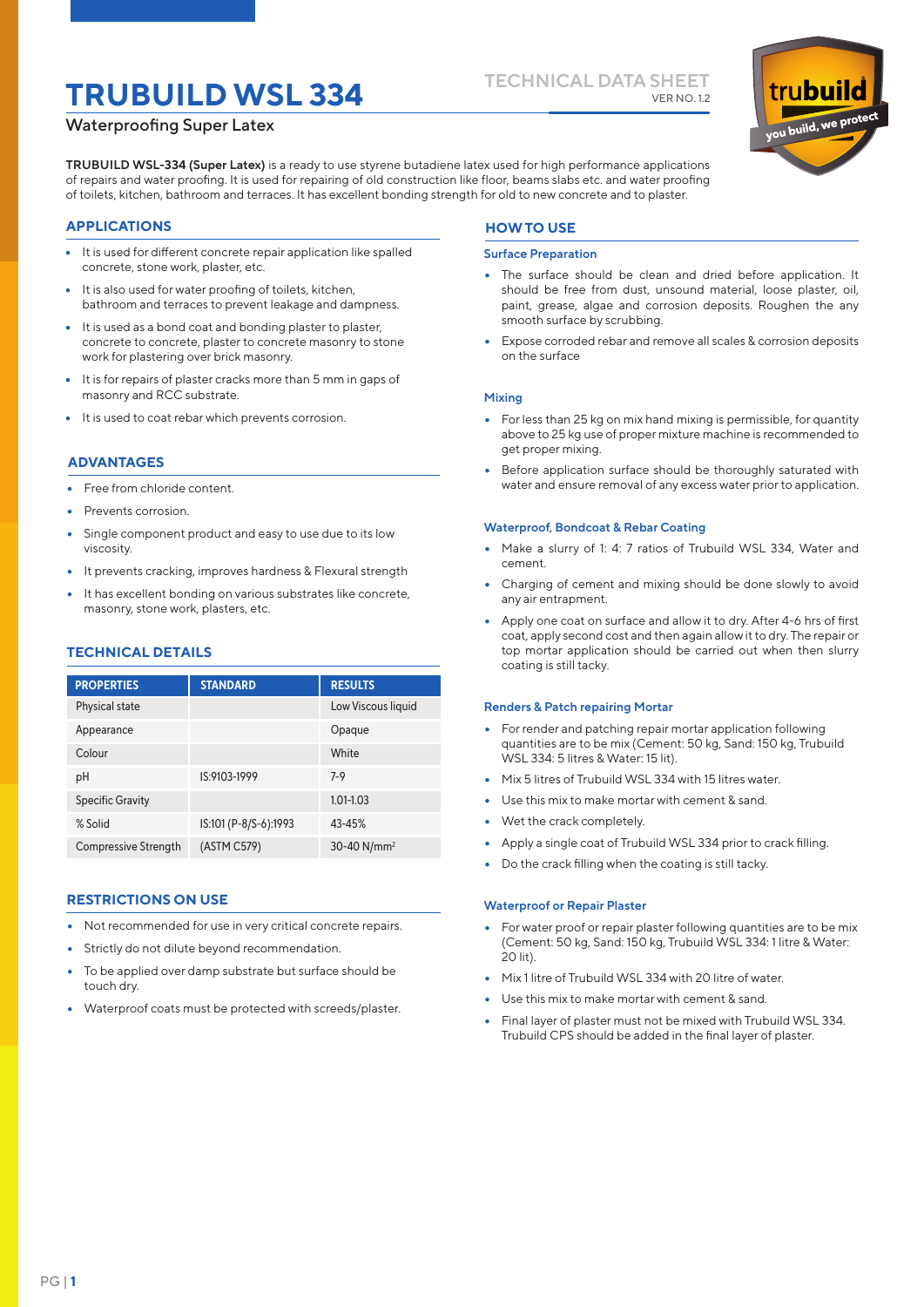# TRUBUILD WSL 334

Waterproofing Super Latex

TECHNICAL DATA SHEET
VER NO. 1.2

**TRUBUILD WSL-334 (Super Latex)** is a ready to use styrene butadiene latex used for high performance applications of repairs and water proofing. It is used for repairing of old construction like floor, beams slabs etc. and water proofing of toilets, kitchen, bathroom and terraces. It has excellent bonding strength for old to new concrete and to plaster.

## APPLICATIONS

- It is used for different concrete repair application like spalled concrete, stone work, plaster, etc.
- It is also used for water proofing of toilets, kitchen, bathroom and terraces to prevent leakage and dampness.
- It is used as a bond coat and bonding plaster to plaster, concrete to concrete, plaster to concrete masonry to stone work for plastering over brick masonry.
- It is for repairs of plaster cracks more than 5 mm in gaps of masonry and RCC substrate.
- It is used to coat rebar which prevents corrosion.

## ADVANTAGES

- Free from chloride content.
- Prevents corrosion.
- Single component product and easy to use due to its low viscosity.
- It prevents cracking, improves hardness & Flexural strength
- It has excellent bonding on various substrates like concrete, masonry, stone work, plasters, etc.

## TECHNICAL DETAILS

| PROPERTIES | STANDARD | RESULTS |
|---|---|---|
| Physical state | | Low Viscous liquid |
| Appearance | | Opaque |
| Colour | | White |
| pH | IS:9103-1999 | 7-9 |
| Specific Gravity | | 1.01-1.03 |
| % Solid | IS:101 (P-8/S-6):1993 | 43-45% |
| Compressive Strength | (ASTM C579) | 30-40 N/mm$^2$ |

## RESTRICTIONS ON USE

- Not recommended for use in very critical concrete repairs.
- Strictly do not dilute beyond recommendation.
- To be applied over damp substrate but surface should be touch dry.
- Waterproof coats must be protected with screeds/plaster.

## HOW TO USE

### Surface Preparation

- The surface should be clean and dried before application. It should be free from dust, unsound material, loose plaster, oil, paint, grease, algae and corrosion deposits. Roughen the any smooth surface by scrubbing.
- Expose corroded rebar and remove all scales & corrosion deposits on the surface

### Mixing

- For less than 25 kg on mix hand mixing is permissible, for quantity above to 25 kg use of proper mixture machine is recommended to get proper mixing.
- Before application surface should be thoroughly saturated with water and ensure removal of any excess water prior to application.

### Waterproof, Bondcoat & Rebar Coating

- Make a slurry of 1: 4: 7 ratios of Trubuild WSL 334, Water and cement.
- Charging of cement and mixing should be done slowly to avoid any air entrapment.
- Apply one coat on surface and allow it to dry. After 4-6 hrs of first coat, apply second cost and then again allow it to dry. The repair or top mortar application should be carried out when then slurry coating is still tacky.

### Renders & Patch repairing Mortar

- For render and patching repair mortar application following quantities are to be mix (Cement: 50 kg, Sand: 150 kg, Trubuild WSL 334: 5 litres & Water: 15 lit).
- Mix 5 litres of Trubuild WSL 334 with 15 litres water.
- Use this mix to make mortar with cement & sand.
- Wet the crack completely.
- Apply a single coat of Trubuild WSL 334 prior to crack filling.
- Do the crack filling when the coating is still tacky.

### Waterproof or Repair Plaster

- For water proof or repair plaster following quantities are to be mix (Cement: 50 kg, Sand: 150 kg, Trubuild WSL 334: 1 litre & Water: 20 lit).
- Mix 1 litre of Trubuild WSL 334 with 20 litre of water.
- Use this mix to make mortar with cement & sand.
- Final layer of plaster must not be mixed with Trubuild WSL 334. Trubuild CPS should be added in the final layer of plaster.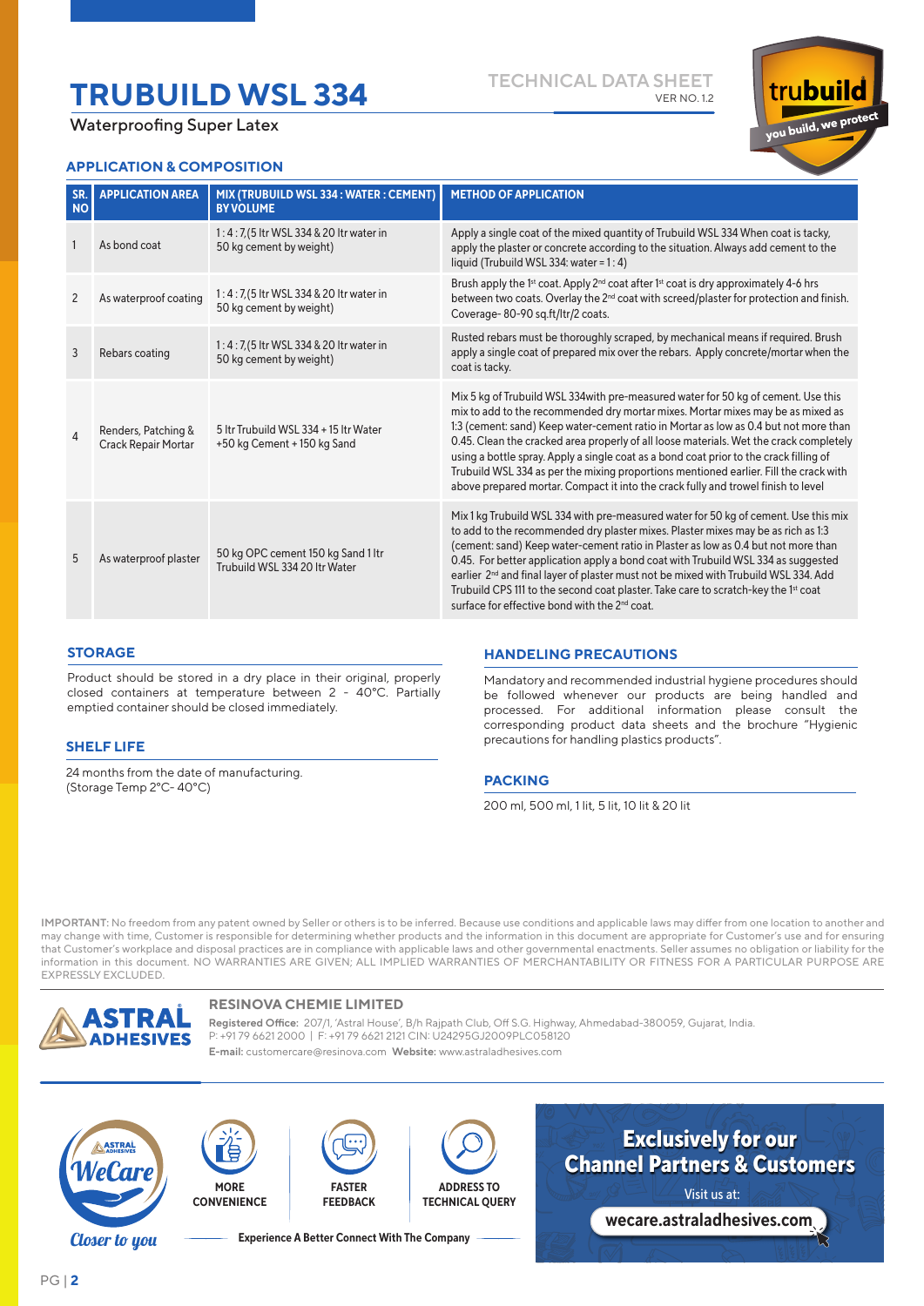# TRUBUILD WSL 334

Waterproofing Super Latex

TECHNICAL DATA SHEET
VER NO. 1.2

trubuild
you build, we protect

## APPLICATION & COMPOSITION

| SR. NO | APPLICATION AREA | MIX (TRUBUILD WSL 334 : WATER : CEMENT) BY VOLUME | METHOD OF APPLICATION |
|---|---|---|---|
| 1 | As bond coat | 1 : 4 : 7,(5 ltr WSL 334 & 20 ltr water in 50 kg cement by weight) | Apply a single coat of the mixed quantity of Trubuild WSL 334 When coat is tacky, apply the plaster or concrete according to the situation. Always add cement to the liquid (Trubuild WSL 334: water = 1 : 4) |
| 2 | As waterproof coating | 1 : 4 : 7,(5 ltr WSL 334 & 20 ltr water in 50 kg cement by weight) | Brush apply the 1st coat. Apply 2nd coat after 1st coat is dry approximately 4-6 hrs between two coats. Overlay the 2nd coat with screed/plaster for protection and finish. Coverage- 80-90 sq.ft/ltr/2 coats. |
| 3 | Rebars coating | 1 : 4 : 7,(5 ltr WSL 334 & 20 ltr water in 50 kg cement by weight) | Rusted rebars must be thoroughly scraped, by mechanical means if required. Brush apply a single coat of prepared mix over the rebars. Apply concrete/mortar when the coat is tacky. |
| 4 | Renders, Patching & Crack Repair Mortar | 5 ltr Trubuild WSL 334 + 15 ltr Water +50 kg Cement + 150 kg Sand | Mix 5 kg of Trubuild WSL 334with pre-measured water for 50 kg of cement. Use this mix to add to the recommended dry mortar mixes. Mortar mixes may be as mixed as 1:3 (cement: sand) Keep water-cement ratio in Mortar as low as 0.4 but not more than 0.45. Clean the cracked area properly of all loose materials. Wet the crack completely using a bottle spray. Apply a single coat as a bond coat prior to the crack filling of Trubuild WSL 334 as per the mixing proportions mentioned earlier. Fill the crack with above prepared mortar. Compact it into the crack fully and trowel finish to level |
| 5 | As waterproof plaster | 50 kg OPC cement 150 kg Sand 1 ltr Trubuild WSL 334 20 ltr Water | Mix 1 kg Trubuild WSL 334 with pre-measured water for 50 kg of cement. Use this mix to add to the recommended dry plaster mixes. Plaster mixes may be as rich as 1:3 (cement: sand) Keep water-cement ratio in Plaster as low as 0.4 but not more than 0.45. For better application apply a bond coat with Trubuild WSL 334 as suggested earlier 2nd and final layer of plaster must not be mixed with Trubuild WSL 334. Add Trubuild CPS 111 to the second coat plaster. Take care to scratch-key the 1st coat surface for effective bond with the 2nd coat. |

## STORAGE

Product should be stored in a dry place in their original, properly closed containers at temperature between 2 - 40°C. Partially emptied container should be closed immediately.

## SHELF LIFE

24 months from the date of manufacturing.
(Storage Temp 2°C- 40°C)

## HANDELING PRECAUTIONS

Mandatory and recommended industrial hygiene procedures should be followed whenever our products are being handled and processed. For additional information please consult the corresponding product data sheets and the brochure "Hygienic precautions for handling plastics products".

## PACKING

200 ml, 500 ml, 1 lit, 5 lit, 10 lit & 20 lit

**IMPORTANT:** No freedom from any patent owned by Seller or others is to be inferred. Because use conditions and applicable laws may differ from one location to another and may change with time, Customer is responsible for determining whether products and the information in this document are appropriate for Customer's use and for ensuring that Customer's workplace and disposal practices are in compliance with applicable laws and other governmental enactments. Seller assumes no obligation or liability for the information in this document. NO WARRANTIES ARE GIVEN; ALL IMPLIED WARRANTIES OF MERCHANTABILITY OR FITNESS FOR A PARTICULAR PURPOSE ARE EXPRESSLY EXCLUDED.

ASTRAL ADHESIVES

**RESINOVA CHEMIE LIMITED**

**Registered Office:** 207/1, 'Astral House', B/h Rajpath Club, Off S.G. Highway, Ahmedabad-380059, Gujarat, India.
P: +91 79 6621 2000 | F: +91 79 6621 2121 CIN: U24295GJ2009PLC058120
**E-mail:** customercare@resinova.com **Website:** www.astraladhesives.com

WeCare — Closer to you

MORE CONVENIENCE | FASTER FEEDBACK | ADDRESS TO TECHNICAL QUERY

Experience A Better Connect With The Company

**Exclusively for our Channel Partners & Customers**

Visit us at:

wecare.astraladhesives.com